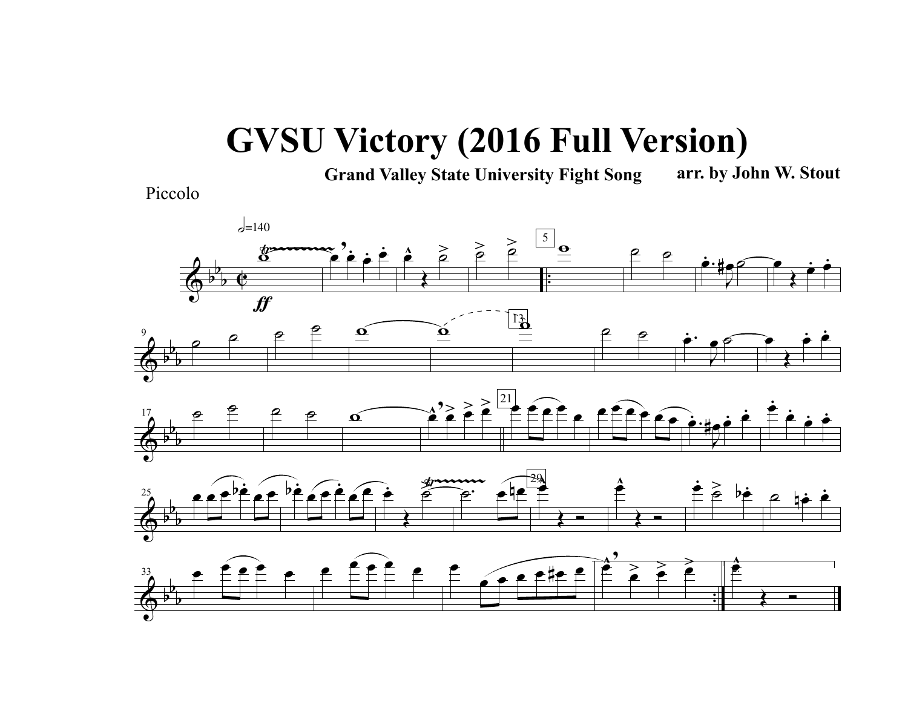# GVSU Victory (2016 Full Version)

**Grand Valley State University Fight Song** **arr. by John W. Stout**

Piccolo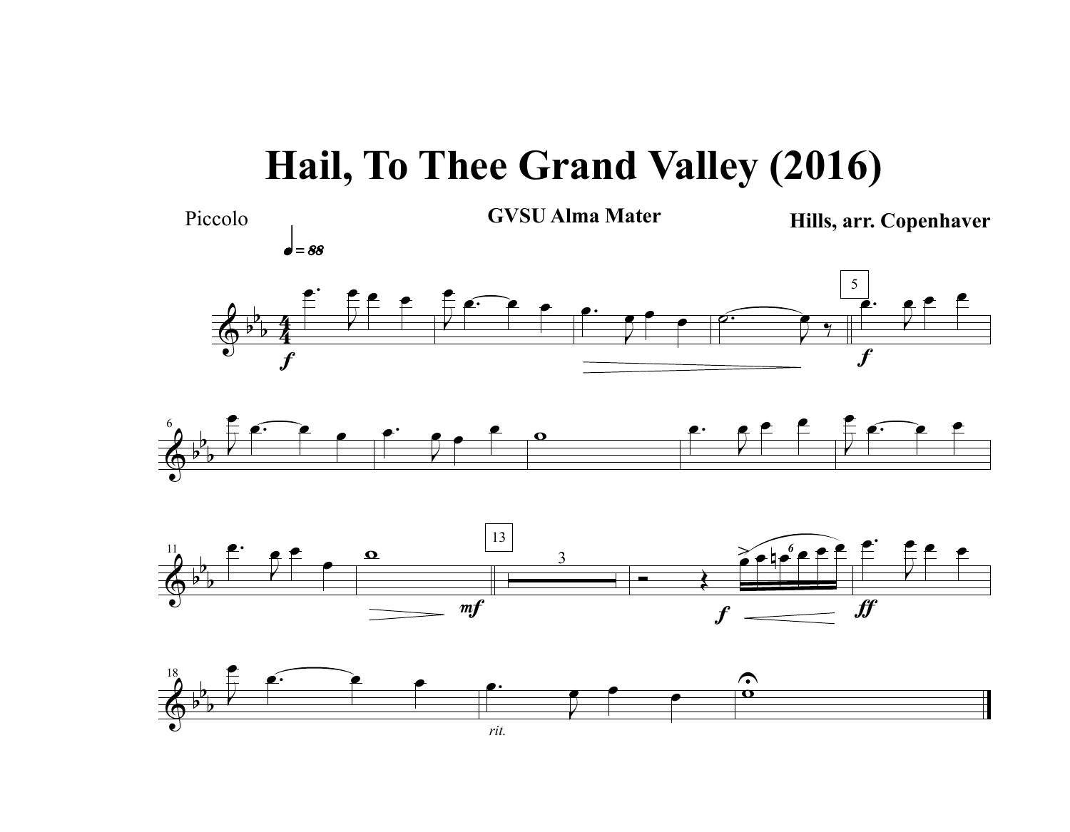# Hail, To Thee Grand Valley (2016)

Piccolo

**GVSU Alma Mater**

**Hills, arr. Copenhaver**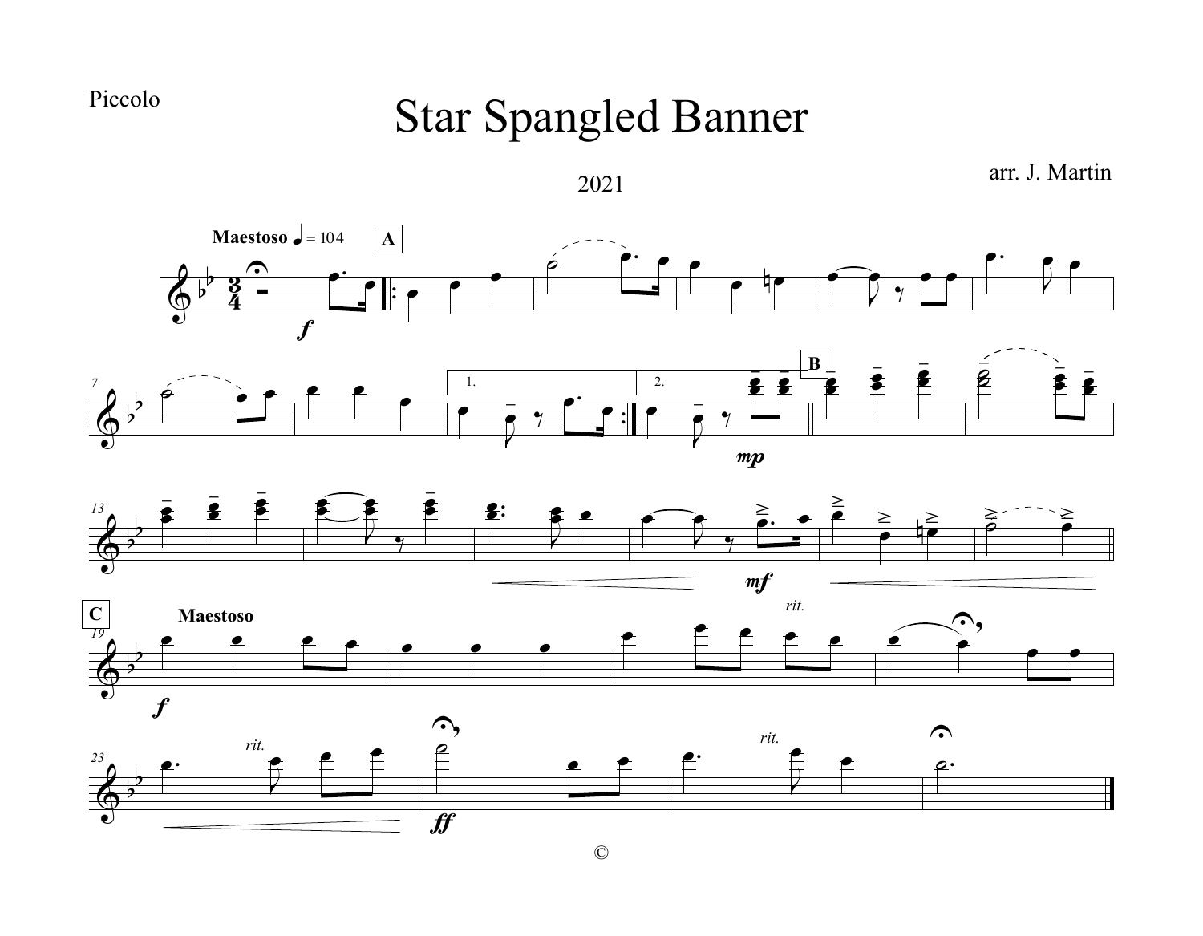Piccolo

# Star Spangled Banner

2021

arr. J. Martin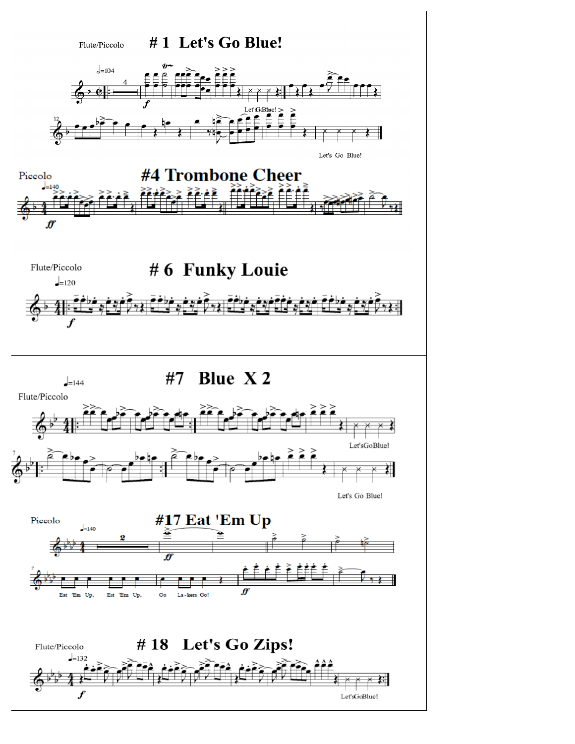Flute/Piccolo

# # 1 Let's Go Blue!

♩=104

*f*

Let's Go Blue!

Let's Go Blue!

Piccolo

# #4 Trombone Cheer

♩=140

*ff*

Flute/Piccolo

# # 6 Funky Louie

♩=120

*f*

# #7 Blue X 2

♩=144

Flute/Piccolo

Let's Go Blue!

Let's Go Blue!

Piccolo

# #17 Eat 'Em Up

♩=140

*ff*

Eat 'Em Up, Eat 'Em Up, Go La - kers Go!

*ff*

Flute/Piccolo

# # 18 Let's Go Zips!

♩=132

*f*

Let's Go Blue!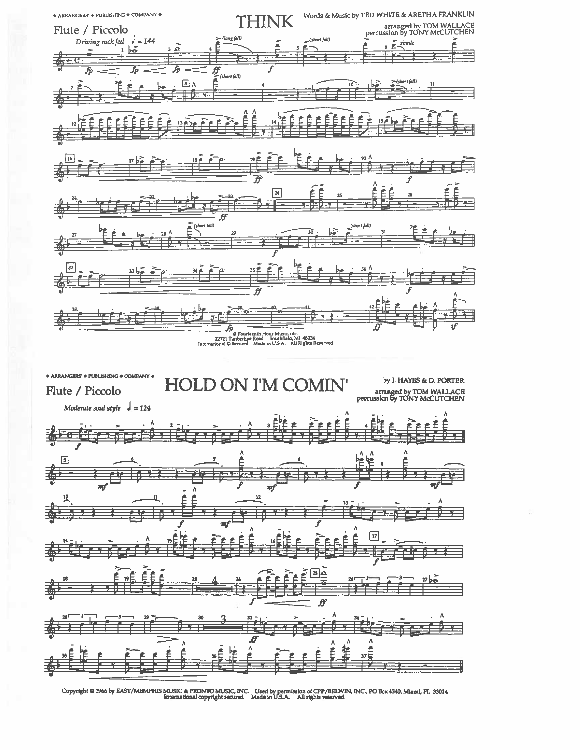◆ ARRANGERS' ◆ PUBLISHING ◆ COMPANY ◆

# THINK

Flute / Piccolo

Words & Music by TED WHITE & ARETHA FRANKLIN

arranged by TOM WALLACE
percussion by TONY McCUTCHEN

*Driving rock feel* ♩ = 144

© Fourteenth Hour Music, Inc.
22721 Timberline Road Southfield, MI 48034
International © Secured Made in U.S.A. All Rights Reserved

◆ ARRANGERS' ◆ PUBLISHING ◆ COMPANY ◆

# HOLD ON I'M COMIN'

Flute / Piccolo

by I. HAYES & D. PORTER

arranged by TOM WALLACE
percussion by TONY McCUTCHEN

*Moderate soul style* ♩ = 124

Copyright © 1966 by EAST/MEMPHIS MUSIC & PRONTO MUSIC, INC. Used by permission of CPP/BELWIN, INC., PO Box 4340, Miami, FL 33014
International copyright secured Made in U.S.A. All rights reserved